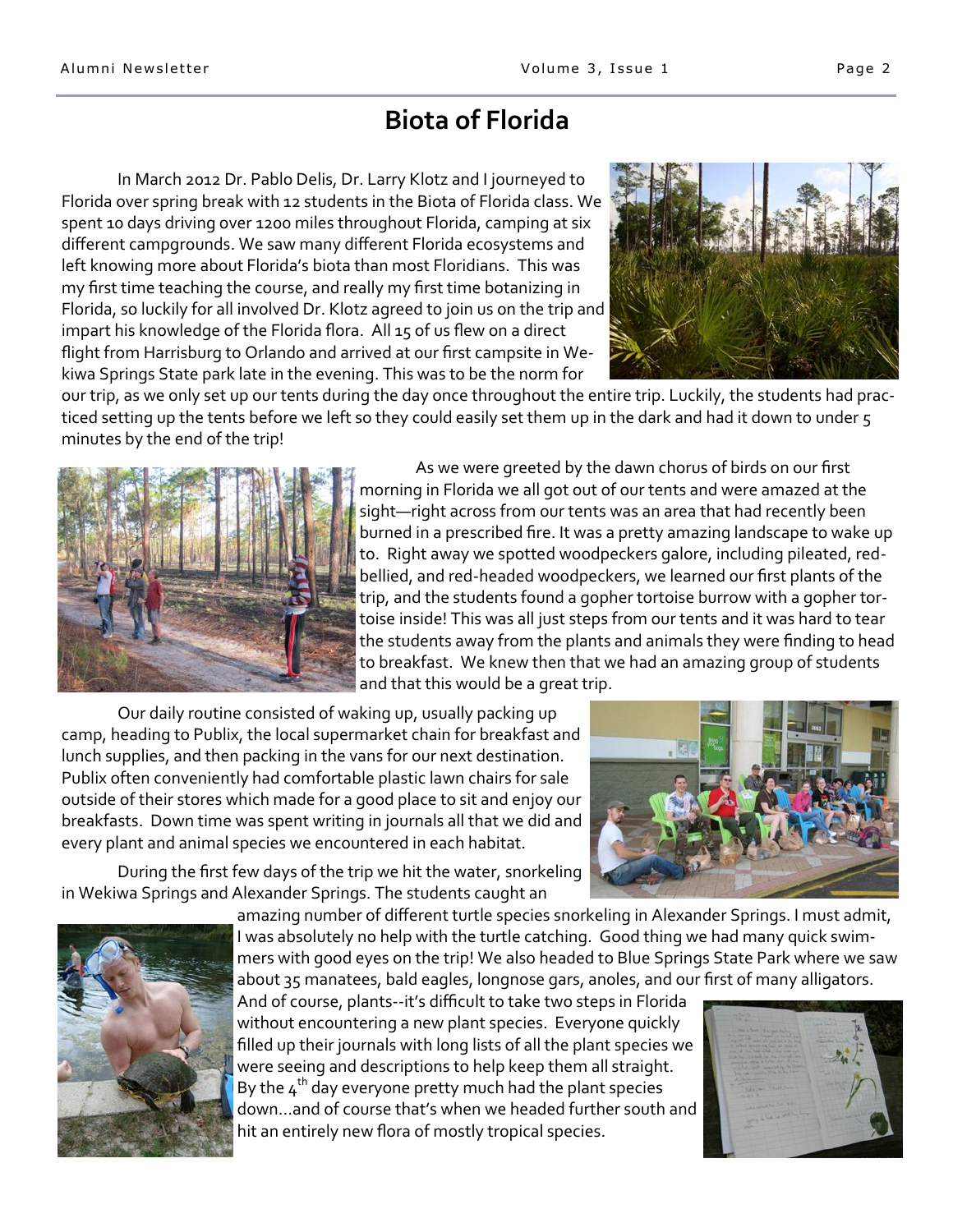# Biota of Florida

In March 2012 Dr. Pablo Delis, Dr. Larry Klotz and I journeyed to Florida over spring break with 12 students in the Biota of Florida class. We spent 10 days driving over 1200 miles throughout Florida, camping at six different campgrounds. We saw many different Florida ecosystems and left knowing more about Florida's biota than most Floridians. This was my first time teaching the course, and really my first time botanizing in Florida, so luckily for all involved Dr. Klotz agreed to join us on the trip and impart his knowledge of the Florida flora. All 15 of us flew on a direct flight from Harrisburg to Orlando and arrived at our first campsite in Wekiwa Springs State park late in the evening. This was to be the norm for our trip, as we only set up our tents during the day once throughout the entire trip. Luckily, the students had practiced setting up the tents before we left so they could easily set them up in the dark and had it down to under 5 minutes by the end of the trip!

As we were greeted by the dawn chorus of birds on our first morning in Florida we all got out of our tents and were amazed at the sight—right across from our tents was an area that had recently been burned in a prescribed fire. It was a pretty amazing landscape to wake up to. Right away we spotted woodpeckers galore, including pileated, red-bellied, and red-headed woodpeckers, we learned our first plants of the trip, and the students found a gopher tortoise burrow with a gopher tortoise inside! This was all just steps from our tents and it was hard to tear the students away from the plants and animals they were finding to head to breakfast. We knew then that we had an amazing group of students and that this would be a great trip.

Our daily routine consisted of waking up, usually packing up camp, heading to Publix, the local supermarket chain for breakfast and lunch supplies, and then packing in the vans for our next destination. Publix often conveniently had comfortable plastic lawn chairs for sale outside of their stores which made for a good place to sit and enjoy our breakfasts. Down time was spent writing in journals all that we did and every plant and animal species we encountered in each habitat.

During the first few days of the trip we hit the water, snorkeling in Wekiwa Springs and Alexander Springs. The students caught an amazing number of different turtle species snorkeling in Alexander Springs. I must admit, I was absolutely no help with the turtle catching. Good thing we had many quick swimmers with good eyes on the trip! We also headed to Blue Springs State Park where we saw about 35 manatees, bald eagles, longnose gars, anoles, and our first of many alligators. And of course, plants--it's difficult to take two steps in Florida without encountering a new plant species. Everyone quickly filled up their journals with long lists of all the plant species we were seeing and descriptions to help keep them all straight. By the 4th day everyone pretty much had the plant species down...and of course that's when we headed further south and hit an entirely new flora of mostly tropical species.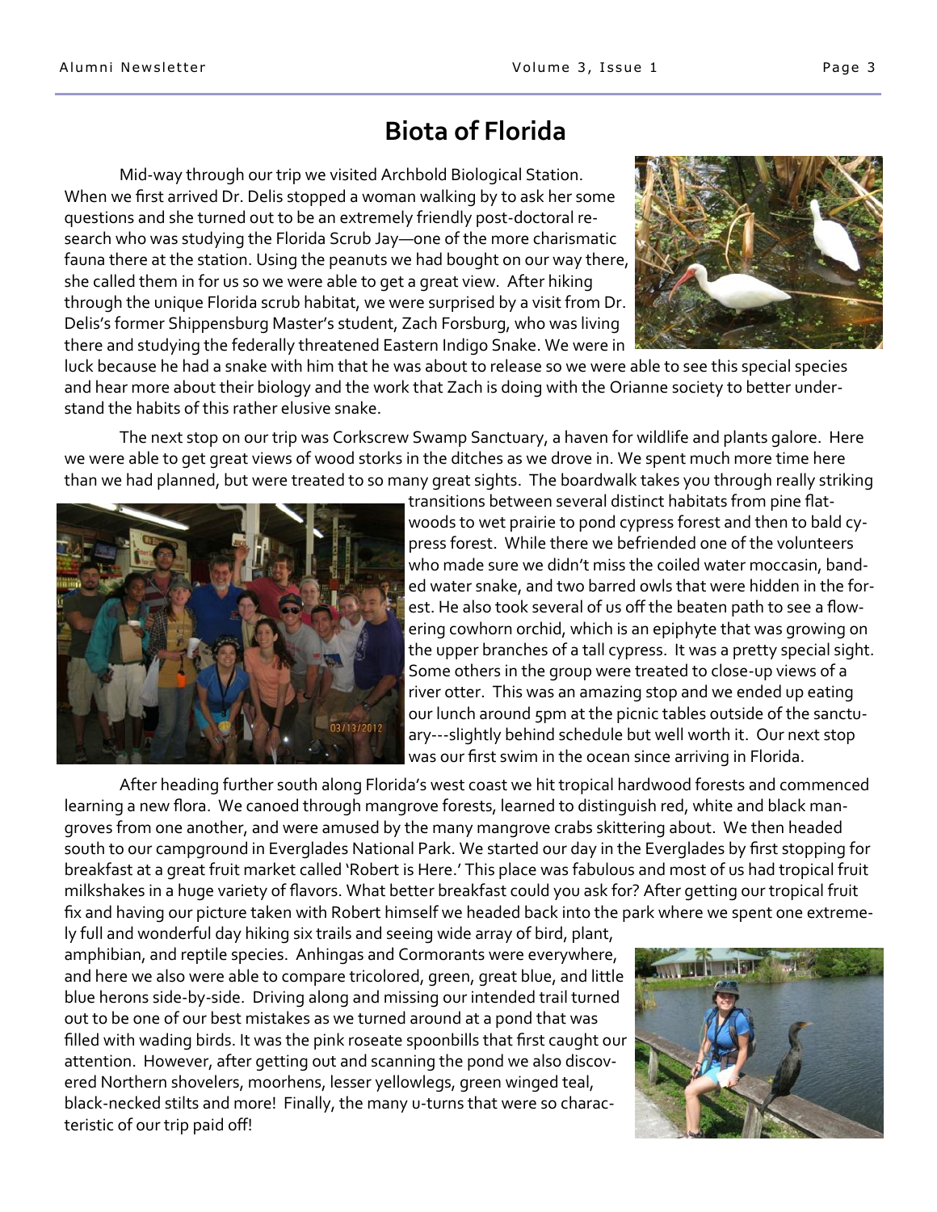# Biota of Florida

Mid-way through our trip we visited Archbold Biological Station. When we first arrived Dr. Delis stopped a woman walking by to ask her some questions and she turned out to be an extremely friendly post-doctoral research who was studying the Florida Scrub Jay—one of the more charismatic fauna there at the station. Using the peanuts we had bought on our way there, she called them in for us so we were able to get a great view. After hiking through the unique Florida scrub habitat, we were surprised by a visit from Dr. Delis's former Shippensburg Master's student, Zach Forsburg, who was living there and studying the federally threatened Eastern Indigo Snake. We were in luck because he had a snake with him that he was about to release so we were able to see this special species and hear more about their biology and the work that Zach is doing with the Orianne society to better understand the habits of this rather elusive snake.

The next stop on our trip was Corkscrew Swamp Sanctuary, a haven for wildlife and plants galore. Here we were able to get great views of wood storks in the ditches as we drove in. We spent much more time here than we had planned, but were treated to so many great sights. The boardwalk takes you through really striking transitions between several distinct habitats from pine flatwoods to wet prairie to pond cypress forest and then to bald cypress forest. While there we befriended one of the volunteers who made sure we didn't miss the coiled water moccasin, banded water snake, and two barred owls that were hidden in the forest. He also took several of us off the beaten path to see a flowering cowhorn orchid, which is an epiphyte that was growing on the upper branches of a tall cypress. It was a pretty special sight. Some others in the group were treated to close-up views of a river otter. This was an amazing stop and we ended up eating our lunch around 5pm at the picnic tables outside of the sanctuary---slightly behind schedule but well worth it. Our next stop was our first swim in the ocean since arriving in Florida.

After heading further south along Florida's west coast we hit tropical hardwood forests and commenced learning a new flora. We canoed through mangrove forests, learned to distinguish red, white and black mangroves from one another, and were amused by the many mangrove crabs skittering about. We then headed south to our campground in Everglades National Park. We started our day in the Everglades by first stopping for breakfast at a great fruit market called 'Robert is Here.' This place was fabulous and most of us had tropical fruit milkshakes in a huge variety of flavors. What better breakfast could you ask for? After getting our tropical fruit fix and having our picture taken with Robert himself we headed back into the park where we spent one extremely full and wonderful day hiking six trails and seeing wide array of bird, plant, amphibian, and reptile species. Anhingas and Cormorants were everywhere, and here we also were able to compare tricolored, green, great blue, and little blue herons side-by-side. Driving along and missing our intended trail turned out to be one of our best mistakes as we turned around at a pond that was filled with wading birds. It was the pink roseate spoonbills that first caught our attention. However, after getting out and scanning the pond we also discovered Northern shovelers, moorhens, lesser yellowlegs, green winged teal, black-necked stilts and more! Finally, the many u-turns that were so characteristic of our trip paid off!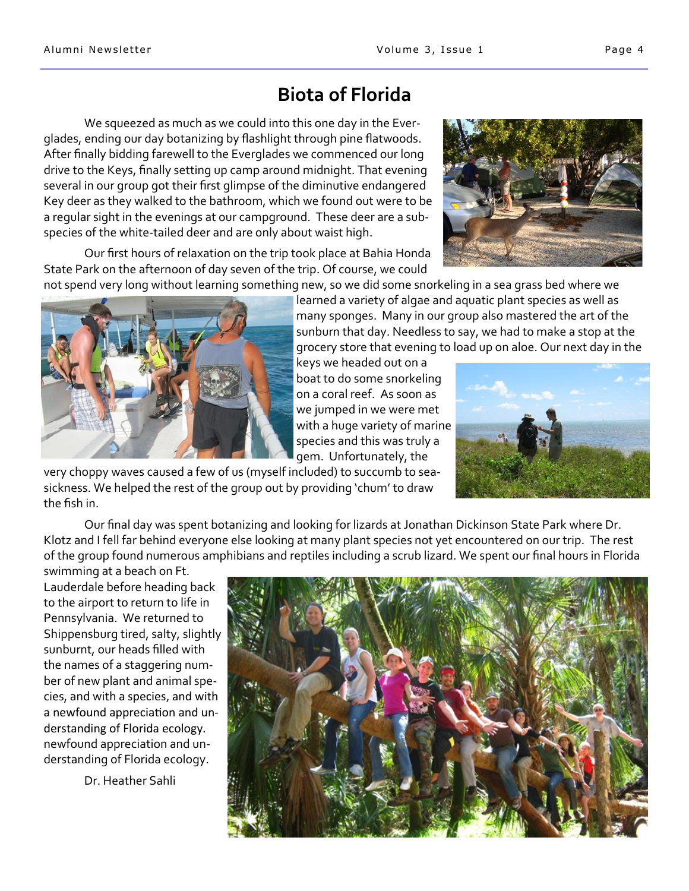# Biota of Florida

We squeezed as much as we could into this one day in the Everglades, ending our day botanizing by flashlight through pine flatwoods. After finally bidding farewell to the Everglades we commenced our long drive to the Keys, finally setting up camp around midnight. That evening several in our group got their first glimpse of the diminutive endangered Key deer as they walked to the bathroom, which we found out were to be a regular sight in the evenings at our campground. These deer are a subspecies of the white-tailed deer and are only about waist high.

Our first hours of relaxation on the trip took place at Bahia Honda State Park on the afternoon of day seven of the trip. Of course, we could not spend very long without learning something new, so we did some snorkeling in a sea grass bed where we learned a variety of algae and aquatic plant species as well as many sponges. Many in our group also mastered the art of the sunburn that day. Needless to say, we had to make a stop at the grocery store that evening to load up on aloe. Our next day in the keys we headed out on a boat to do some snorkeling on a coral reef. As soon as we jumped in we were met with a huge variety of marine species and this was truly a gem. Unfortunately, the very choppy waves caused a few of us (myself included) to succumb to seasickness. We helped the rest of the group out by providing 'chum' to draw the fish in.

Our final day was spent botanizing and looking for lizards at Jonathan Dickinson State Park where Dr. Klotz and I fell far behind everyone else looking at many plant species not yet encountered on our trip. The rest of the group found numerous amphibians and reptiles including a scrub lizard. We spent our final hours in Florida swimming at a beach on Ft. Lauderdale before heading back to the airport to return to life in Pennsylvania. We returned to Shippensburg tired, salty, slightly sunburnt, our heads filled with the names of a staggering number of new plant and animal species, and with a species, and with a newfound appreciation and understanding of Florida ecology. newfound appreciation and understanding of Florida ecology.

Dr. Heather Sahli